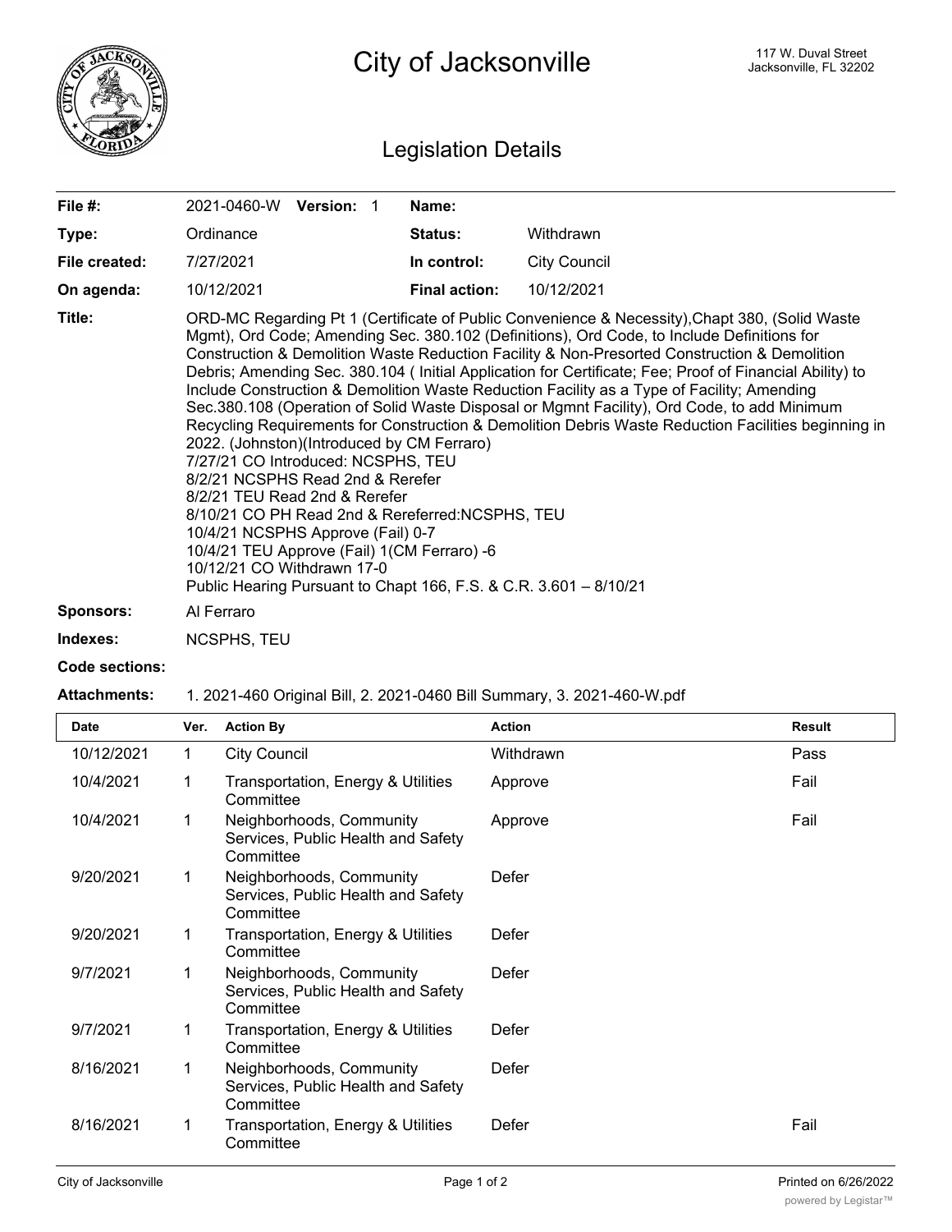# City of Jacksonville

117 W. Duval Street
Jacksonville, FL 32202

## Legislation Details

| | | | |
|---|---|---|---|
| **File #:** | 2021-0460-W **Version:** 1 | **Name:** | |
| **Type:** | Ordinance | **Status:** | Withdrawn |
| **File created:** | 7/27/2021 | **In control:** | City Council |
| **On agenda:** | 10/12/2021 | **Final action:** | 10/12/2021 |

**Title:** ORD-MC Regarding Pt 1 (Certificate of Public Convenience & Necessity),Chapt 380, (Solid Waste Mgmt), Ord Code; Amending Sec. 380.102 (Definitions), Ord Code, to Include Definitions for Construction & Demolition Waste Reduction Facility & Non-Presorted Construction & Demolition Debris; Amending Sec. 380.104 ( Initial Application for Certificate; Fee; Proof of Financial Ability) to Include Construction & Demolition Waste Reduction Facility as a Type of Facility; Amending Sec.380.108 (Operation of Solid Waste Disposal or Mgmnt Facility), Ord Code, to add Minimum Recycling Requirements for Construction & Demolition Debris Waste Reduction Facilities beginning in 2022. (Johnston)(Introduced by CM Ferraro)
7/27/21 CO Introduced: NCSPHS, TEU
8/2/21 NCSPHS Read 2nd & Rerefer
8/2/21 TEU Read 2nd & Rerefer
8/10/21 CO PH Read 2nd & Rereferred:NCSPHS, TEU
10/4/21 NCSPHS Approve (Fail) 0-7
10/4/21 TEU Approve (Fail) 1(CM Ferraro) -6
10/12/21 CO Withdrawn 17-0
Public Hearing Pursuant to Chapt 166, F.S. & C.R. 3.601 – 8/10/21

**Sponsors:** Al Ferraro

**Indexes:** NCSPHS, TEU

**Code sections:**

**Attachments:** 1. 2021-460 Original Bill, 2. 2021-0460 Bill Summary, 3. 2021-460-W.pdf

| Date | Ver. | Action By | Action | Result |
|---|---|---|---|---|
| 10/12/2021 | 1 | City Council | Withdrawn | Pass |
| 10/4/2021 | 1 | Transportation, Energy & Utilities Committee | Approve | Fail |
| 10/4/2021 | 1 | Neighborhoods, Community Services, Public Health and Safety Committee | Approve | Fail |
| 9/20/2021 | 1 | Neighborhoods, Community Services, Public Health and Safety Committee | Defer | |
| 9/20/2021 | 1 | Transportation, Energy & Utilities Committee | Defer | |
| 9/7/2021 | 1 | Neighborhoods, Community Services, Public Health and Safety Committee | Defer | |
| 9/7/2021 | 1 | Transportation, Energy & Utilities Committee | Defer | |
| 8/16/2021 | 1 | Neighborhoods, Community Services, Public Health and Safety Committee | Defer | |
| 8/16/2021 | 1 | Transportation, Energy & Utilities Committee | Defer | Fail |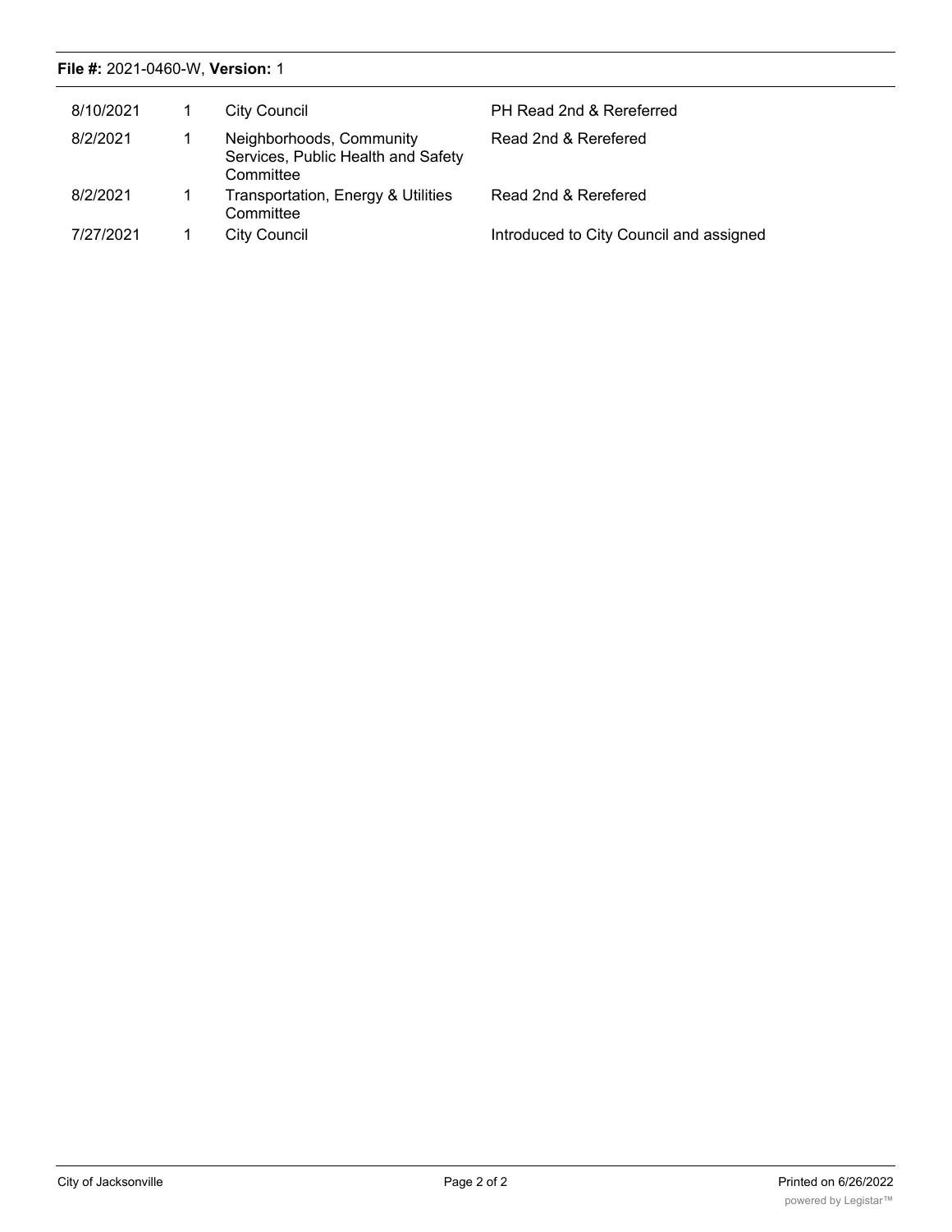**File #:** 2021-0460-W, **Version:** 1

| | | | |
|---|---|---|---|
| 8/10/2021 | 1 | City Council | PH Read 2nd & Rereferred |
| 8/2/2021 | 1 | Neighborhoods, Community Services, Public Health and Safety Committee | Read 2nd & Rerefered |
| 8/2/2021 | 1 | Transportation, Energy & Utilities Committee | Read 2nd & Rerefered |
| 7/27/2021 | 1 | City Council | Introduced to City Council and assigned |